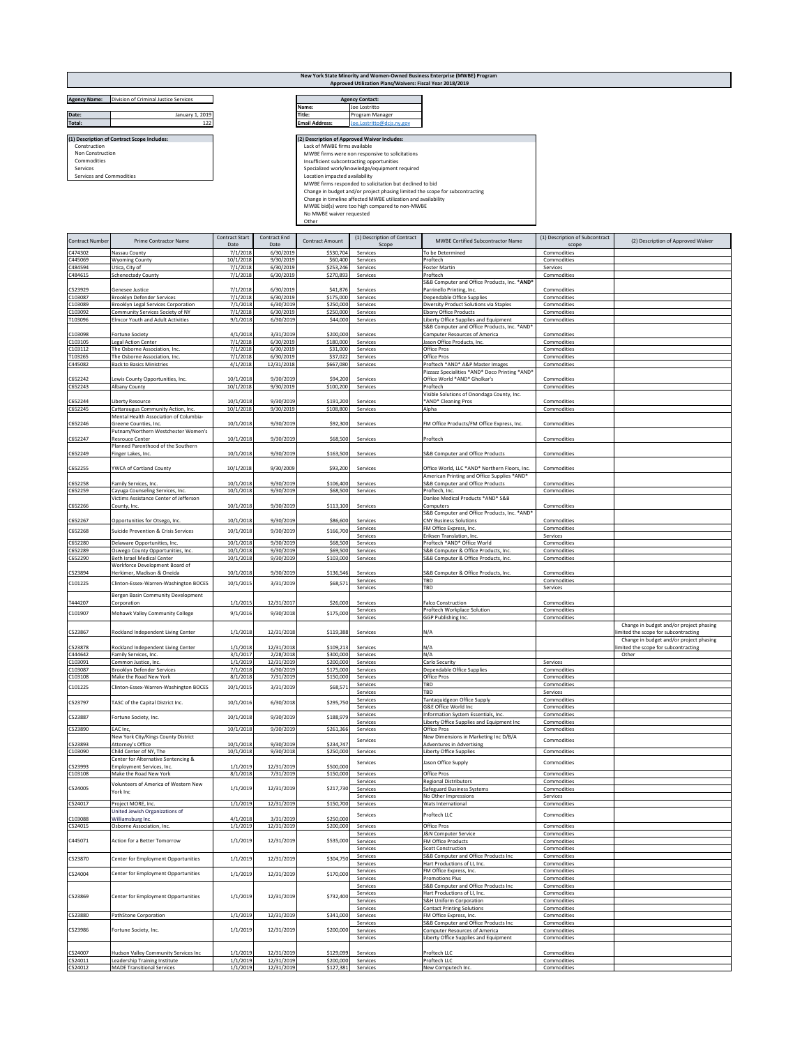# New York State Minority and Women-Owned Business Enterprise (MWBE) Program
## Approved Utilization Plans/Waivers: Fiscal Year 2018/2019

| | |
|---|---|
| **Agency Name:** | Division of Criminal Justice Services |
| **Date:** | January 1, 2019 |
| **Total:** | 122 |

| **Agency Contact:** | |
|---|---|
| **Name:** | Joe Lostritto |
| **Title:** | Program Manager |
| **Email Address:** | Joe.Lostritto@dcjs.ny.gov |

**(1) Description of Contract Scope Includes:**
- Construction
- Non Construction
- Commodities
- Services
- Services and Commodities

**(2) Description of Approved Waiver Includes:**
- Lack of MWBE firms available
- MWBE firms were non responsive to solicitations
- Insufficient subcontracting opportunities
- Specialized work/knowledge/equipment required
- Location impacted availability
- MWBE firms responded to solicitation but declined to bid
- Change in budget and/or project phasing limited the scope for subcontracting
- Change in timeline affected MWBE utilization and availability
- MWBE bid(s) were too high compared to non-MWBE
- No MWBE waiver requested
- Other

| Contract Number | Prime Contractor Name | Contract Start Date | Contract End Date | Contract Amount | (1) Description of Contract Scope | MWBE Certified Subcontractor Name | (1) Description of Subcontract scope | (2) Description of Approved Waiver |
|---|---|---|---|---|---|---|---|---|
| C474302 | Nassau County | 7/1/2018 | 6/30/2019 | $530,704 | Services | To be Determined | Commodities | |
| C445069 | Wyoming County | 10/1/2018 | 9/30/2019 | $60,400 | Services | Proftech | Commodities | |
| C484594 | Utica, City of | 7/1/2018 | 6/30/2019 | $253,246 | Services | Foster Martin | Services | |
| C484615 | Schenectady County | 7/1/2018 | 6/30/2019 | $270,893 | Services | Proftech | Commodities | |
| C523929 | Genesee Justice | 7/1/2018 | 6/30/2019 | $41,876 | Services | S&B Computer and Office Products, Inc. *AND* Parrinello Printing, Inc. | Commodities | |
| C103087 | Brooklyn Defender Services | 7/1/2018 | 6/30/2019 | $175,000 | Services | Dependable Office Supplies | Commodities | |
| C103089 | Brooklyn Legal Services Corporation | 7/1/2018 | 6/30/2019 | $250,000 | Services | Diversity Product Solutions via Staples | Commodities | |
| C103092 | Community Services Society of NY | 7/1/2018 | 6/30/2019 | $250,000 | Services | Ebony Office Products | Commodities | |
| T103096 | Elmcor Youth and Adult Activities | 9/1/2018 | 6/30/2019 | $44,000 | Services | Liberty Office Supplies and Equipment | Commodities | |
| C103098 | Fortune Society | 4/1/2018 | 3/31/2019 | $200,000 | Services | S&B Computer and Office Products, Inc. *AND* Computer Resources of America | Commodities | |
| C103105 | Legal Action Center | 7/1/2018 | 6/30/2019 | $180,000 | Services | Jason Office Products, Inc. | Commodities | |
| C103112 | The Osborne Association, Inc. | 7/1/2018 | 6/30/2019 | $31,000 | Services | Office Pros | Commodities | |
| T103265 | The Osborne Association, Inc. | 7/1/2018 | 6/30/2019 | $37,022 | Services | Office Pros | Commodities | |
| C445082 | Back to Basics Ministries | 4/1/2018 | 12/31/2018 | $667,080 | Services | Proftech *AND* A&P Master Images | Commodities | |
| C652242 | Lewis County Opportunities, Inc. | 10/1/2018 | 9/30/2019 | $94,200 | Services | Pizzazz Specialities *AND* Doco Printing *AND* Office World *AND* Gholkar's | Commodities | |
| C652243 | Albany County | 10/1/2018 | 9/30/2019 | $100,200 | Services | Proftech | Commodities | |
| C652244 | Liberty Resource | 10/1/2018 | 9/30/2019 | $191,200 | Services | Visible Solutions of Onondaga County, Inc. *AND* Cleaning Pros | Commodities | |
| C652245 | Cattaraugus Community Action, Inc. | 10/1/2018 | 9/30/2019 | $108,800 | Services | Alpha | Commodities | |
| C652246 | Mental Health Association of Columbia-Greene Counties, Inc. | 10/1/2018 | 9/30/2019 | $92,300 | Services | FM Office Products/FM Office Express, Inc. | Commodities | |
| C652247 | Putnam/Northern Westchester Women's Resrouce Center | 10/1/2018 | 9/30/2019 | $68,500 | Services | Proftech | Commodities | |
| C652249 | Planned Parenthood of the Southern Finger Lakes, Inc. | 10/1/2018 | 9/30/2019 | $163,500 | Services | S&B Computer and Office Products | Commodities | |
| C652255 | YWCA of Cortland County | 10/1/2018 | 9/30/2009 | $93,200 | Services | Office World, LLC *AND* Northern Floors, Inc. | Commodities | |
| C652258 | Family Services, Inc. | 10/1/2018 | 9/30/2019 | $106,400 | Services | American Printing and Office Supplies *AND* S&B Computer and Office Products | Commodities | |
| C652259 | Cayuga Counseling Services, Inc. | 10/1/2018 | 9/30/2019 | $68,500 | Services | Proftech, Inc. | Commodities | |
| C652266 | Victims Assistance Center of Jefferson County, Inc. | 10/1/2018 | 9/30/2019 | $113,100 | Services | Danlee Medical Products *AND* S&B Computers | Commodities | |
| C652267 | Opportunities for Otsego, Inc. | 10/1/2018 | 9/30/2019 | $86,600 | Services | S&B Computer and Office Products, Inc. *AND* CNY Business Solutions | Commodities | |
| C652268 | Suicide Prevention & Crisis Services | 10/1/2018 | 9/30/2019 | $166,700 | Services | FM Office Express, Inc. | Commodities | |
| | | | | | Services | Eriksen Translation, Inc. | Services | |
| C652280 | Delaware Opportunities, Inc. | 10/1/2018 | 9/30/2019 | $68,500 | Services | Proftech *AND* Office World | Commodities | |
| C652289 | Oswego County Opportunities, Inc. | 10/1/2018 | 9/30/2019 | $69,500 | Services | S&B Computer & Office Products, Inc | Commodities | |
| C652290 | Beth Israel Medical Center | 10/1/2018 | 9/30/2019 | $103,000 | Services | S&B Computer & Office Products, Inc. | Commodities | |
| C523894 | Workforce Development Board of Herkimer, Madison & Oneida | 10/1/2018 | 9/30/2019 | $136,546 | Services | S&B Computer & Office Products, Inc. | Commodities | |
| C101225 | Clinton-Essex-Warren-Washington BOCES | 10/1/2015 | 3/31/2019 | $68,571 | Services | TBD | Commodities | |
| | | | | | Services | TBD | Services | |
| T444207 | Bergen Basin Community Development Corporation | 1/1/2015 | 12/31/2017 | $26,000 | Services | Falco Construction | Commodities | |
| C101907 | Mohawk Valley Community College | 9/1/2016 | 9/30/2018 | $175,000 | Services | Proftech Workplace Solution | Commodities | |
| | | | | | Services | GGP Publishing Inc. | Commodities | |
| C523867 | Rockland Independent Living Center | 1/1/2018 | 12/31/2018 | $119,388 | Services | N/A | | Change in budget and/or project phasing limited the scope for subcontracting |
| C523878 | Rockland Independent Living Center | 1/1/2018 | 12/31/2018 | $109,213 | Services | N/A | | Change in budget and/or project phasing limited the scope for subcontracting |
| C444642 | Family Services, Inc. | 3/1/2017 | 2/28/2018 | $300,000 | Services | N/A | | Other |
| C103091 | Common Justice, Inc. | 1/1/2019 | 12/31/2019 | $200,000 | Services | Carlo Security | Services | |
| C103087 | Brooklyn Defender Services | 7/1/2018 | 6/30/2019 | $175,000 | Services | Dependable Office Supplies | Commodities | |
| C103108 | Make the Road New York | 8/1/2018 | 7/31/2019 | $150,000 | Services | Office Pros | Commodities | |
| C101225 | Clinton-Essex-Warren-Washington BOCES | 10/1/2015 | 3/31/2019 | $68,571 | Services | TBD | Commodities | |
| | | | | | Services | TBD | Services | |
| C523797 | TASC of the Capital District Inc. | 10/1/2016 | 6/30/2018 | $295,750 | Services | Tantaquidgeon Office Supply | Commodities | |
| | | | | | Services | G&E Office World Inc | Commodities | |
| C523887 | Fortune Society, Inc. | 10/1/2018 | 9/30/2019 | $188,979 | Services | Information System Essentials, Inc. | Commodities | |
| | | | | | Services | Liberty Office Supplies and Equipment Inc | Commodities | |
| C523890 | EAC Inc, | 10/1/2018 | 9/30/2019 | $261,366 | Services | Office Pros | Commodities | |
| C523893 | New York City/Kings County District Attorney's Office | 10/1/2018 | 9/30/2019 | $234,747 | Services | New Dimensions in Marketing Inc D/B/A Adventures in Advertising | Commodities | |
| C103090 | Child Center of NY, The | 10/1/2018 | 9/30/2018 | $250,000 | Services | Liberty Office Supplies | Commodities | |
| C523993 | Center for Alternative Sentencing & Employment Services, Inc. | 1/1/2019 | 12/31/2019 | $500,000 | Services | Jason Office Supply | Commodities | |
| C103108 | Make the Road New York | 8/1/2018 | 7/31/2019 | $150,000 | Services | Office Pros | Commodities | |
| C524005 | Volunteers of America of Western New York Inc | 1/1/2019 | 12/31/2019 | $217,730 | Services | Regional Distributors | Commodities | |
| | | | | | Services | Safeguard Business Systems | Commodities | |
| | | | | | Services | No Other Impressions | Services | |
| C524017 | Project MORE, Inc. | 1/1/2019 | 12/31/2019 | $150,700 | Services | Wats International | Commodities | |
| C103088 | United Jewish Organizations of Williamsburg Inc. | 4/1/2018 | 3/31/2019 | $250,000 | Services | Proftech LLC | Commodities | |
| C524015 | Osborne Association, Inc. | 1/1/2019 | 12/31/2019 | $200,000 | Services | Office Pros | Commodities | |
| C445071 | Action for a Better Tomorrow | 1/1/2019 | 12/31/2019 | $535,000 | Services | J&N Computer Service | Commodities | |
| | | | | | Services | FM Office Products | Commodities | |
| | | | | | Services | Scott Construction | Commodities | |
| C523870 | Center for Employment Opportunities | 1/1/2019 | 12/31/2019 | $304,750 | Services | S&B Computer and Office Products Inc | Commodities | |
| | | | | | Services | Hart Productions of LI, Inc. | Commodities | |
| C524004 | Center for Employment Opportunities | 1/1/2019 | 12/31/2019 | $170,000 | Services | FM Office Express, Inc. | Commodities | |
| | | | | | Services | Promotions Plus | Commodities | |
| C523869 | Center for Employment Opportunities | 1/1/2019 | 12/31/2019 | $732,400 | Services | S&B Computer and Office Products Inc | Commodities | |
| | | | | | Services | Hart Productions of LI, Inc. | Commodities | |
| | | | | | Services | S&H Uniform Corporation | Commodities | |
| | | | | | Services | Contact Printing Solutions | Commodities | |
| C523880 | PathStone Corporation | 1/1/2019 | 12/31/2019 | $341,000 | Services | FM Office Express, Inc. | Commodities | |
| C523986 | Fortune Society, Inc. | 1/1/2019 | 12/31/2019 | $200,000 | Services | S&B Computer and Office Products Inc | Commodities | |
| | | | | | Services | Computer Resources of America | Commodities | |
| | | | | | Services | Liberty Office Supplies and Equipment | Commodities | |
| C524007 | Hudson Valley Community Services Inc | 1/1/2019 | 12/31/2019 | $129,099 | Services | Proftech LLC | Commodities | |
| C524011 | Leadership Training Institute | 1/1/2019 | 12/31/2019 | $200,000 | Services | Proftech LLC | Commodities | |
| C524012 | MADE Transitional Services | 1/1/2019 | 12/31/2019 | $127,381 | Services | New Computech Inc. | Commodities | |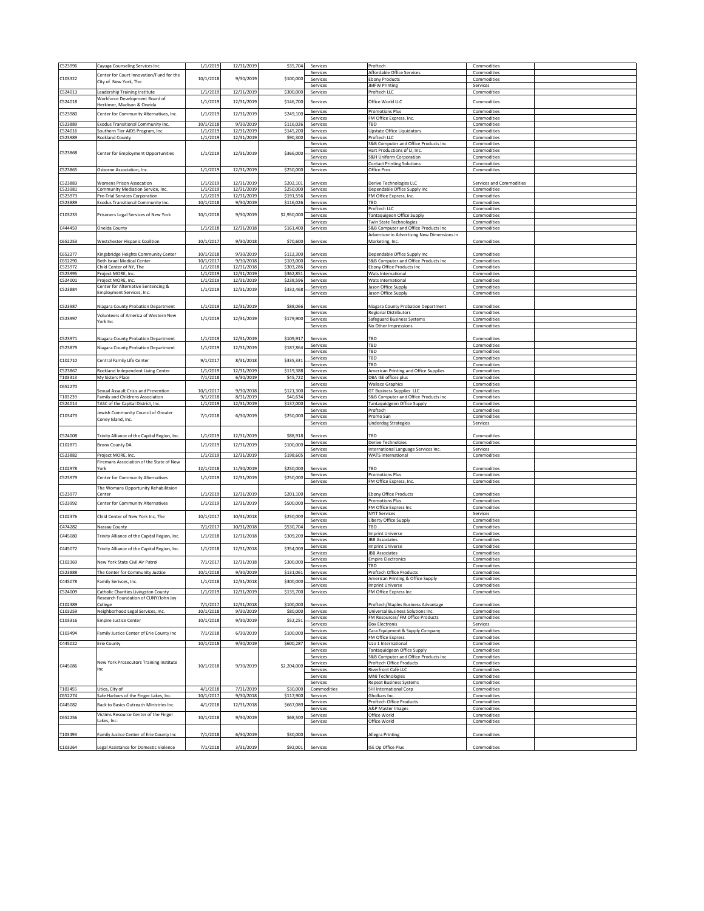| | | | | | | | | |
|---|---|---|---|---|---|---|---|---|
| C523996 | Cayuga Counseling Services Inc. | 1/1/2019 | 12/31/2019 | $35,704 | Services | Proftech | Commodities | |
| C103322 | Center for Court Innovation/Fund for the City of New York, The | 10/1/2018 | 9/30/2019 | $100,000 | Services | Affordable Office Services | Commodities | |
| | | | | | Services | Ebony Products | Commodities | |
| | | | | | Services | JMFW Printing | Services | |
| C524013 | Leadership Training Institute | 1/1/2019 | 12/31/2019 | $300,000 | Services | Proftech LLC | Commodities | |
| C524018 | Workforce Development Board of Herkimer, Madison & Oneida | 1/1/2019 | 12/31/2019 | $146,700 | Services | Office World LLC | Commodities | |
| C523980 | Center for Community Alternatives, Inc. | 1/1/2019 | 12/31/2019 | $249,100 | Services | Promotions Plus | Commodities | |
| | | | | | Services | FM Office Express, Inc. | Commodities | |
| C523889 | Exodus Transitional Community Inc. | 10/1/2018 | 9/30/2019 | $116,026 | Services | TBD | Commodities | |
| C524016 | Southern Tier AIDS Program, Inc. | 1/1/2019 | 12/31/2019 | $145,200 | Services | Upstate Office Liquidators | Commodities | |
| C523989 | Rockland County | 1/1/2019 | 12/31/2019 | $90,300 | Services | Proftech LLC | Commodities | |
| C523868 | Center for Employment Opportunities | 1/1/2019 | 12/31/2019 | $366,000 | Services | S&B Computer and Office Products Inc | Commodities | |
| | | | | | Services | Hart Productions of LI, Inc. | Commodities | |
| | | | | | Services | S&H Uniform Corporation | Commodities | |
| | | | | | Services | Contact Printing Solutions | Commodities | |
| C523865 | Osborne Association, Inc. | 1/1/2019 | 12/31/2019 | $250,000 | Services | Office Pros | Commodities | |
| C523883 | Womens Prison Assocation | 1/1/2019 | 12/31/2019 | $202,101 | Services | Derive Technologies LLC | Services and Commodities | |
| C523981 | Community Mediation Service, Inc. | 1/1/2019 | 12/31/2019 | $250,000 | Services | Dependable Office Supply Inc | Commodities | |
| C523973 | Pre-Trial Services Corporation | 1/1/2019 | 12/31/2019 | $191,556 | Services | FM Office Express, Inc. | Commodities | |
| C523889 | Exodus Transitional Community Inc. | 10/1/2018 | 9/30/2019 | $116,026 | Services | TBD | Commodities | |
| C103233 | Prisoners Legal Services of New York | 10/1/2018 | 9/30/2019 | $2,950,000 | Services | Proftech LLC | Commodities | |
| | | | | | Services | Tantaquigeon Office Supply | Commodities | |
| | | | | | Services | Twin State Technologies | Commodities | |
| C444459 | Oneida County | 1/1/2018 | 12/31/2018 | $161,400 | Services | S&B Computer and Office Products Inc | Commodities | |
| C652253 | Westchester Hispanic Coalition | 10/1/2017 | 9/30/2018 | $70,600 | Services | Adventure in Advertising New Dimensions in Marketing, Inc. | Commodities | |
| C652277 | Kingsbridge Heights Community Center | 10/1/2018 | 9/30/2019 | $112,300 | Services | Dependable Office Supply Inc | Commodities | |
| C652290 | Beth Israel Medical Center | 10/1/2017 | 9/30/2018 | $103,000 | Services | S&B Computer and Office Products Inc | Commodities | |
| C523972 | Child Center of NY, The | 1/1/2018 | 12/31/2018 | $303,286 | Services | Ebony Office Products Inc | Commodities | |
| C523995 | Project MORE, Inc. | 1/1/2019 | 12/31/2019 | $362,851 | Services | Wats International | Commodities | |
| C524001 | Project MORE, Inc. | 1/1/2019 | 12/31/2019 | $238,596 | Services | Wats International | Commodities | |
| C523884 | Center for Alternative Sentencing & Employment Services, Inc. | 1/1/2019 | 12/31/2019 | $332,468 | Services | Jason Office Supply | Commodities | |
| | | | | | Services | Jason Office Supply | Commodities | |
| C523987 | Niagara County Probation Department | 1/1/2019 | 12/31/2019 | $88,066 | Services | Niagara County Probation Department | Commodities | |
| C523997 | Volunteers of America of Western New York Inc | 1/1/2019 | 12/31/2019 | $179,900 | Services | Regional Distributors | Commodities | |
| | | | | | Services | Safeguard Business Systems | Commodities | |
| | | | | | Services | No Other Impressions | Commodities | |
| C523971 | Niagara County Probation Department | 1/1/2019 | 12/31/2019 | $109,917 | Services | TBD | Commodities | |
| C523879 | Niagara County Probation Department | 1/1/2019 | 12/31/2019 | $187,864 | Services | TBD | Commodities | |
| | | | | | Services | TBD | Commodities | |
| C102710 | Central Family Life Center | 9/1/2017 | 8/31/2018 | $335,331 | Services | TBD | Commodities | |
| | | | | | Services | TBD | Commodities | |
| C523867 | Rockland Independent Living Center | 1/1/2019 | 12/31/2019 | $119,388 | Services | American Printing and Office Supplies | Commodities | |
| T103313 | My Sisters Place | 7/1/2018 | 6/30/2019 | $45,722 | Services | DBA ISE offices plus | Commodities | |
| C652270 | Sexual Assault Crisis and Prevention | 10/1/2017 | 9/30/2018 | $121,300 | Services | Wallace Graphics | Commodities | |
| | | | | | Services | GT Business Supplies LLC | Commodities | |
| T103239 | Family and Childrens Association | 9/1/2018 | 8/31/2019 | $40,634 | Services | S&B Computer and Office Products Inc | Commodities | |
| C524014 | TASC of the Capital District, Inc. | 1/1/2019 | 12/31/2019 | $137,000 | Services | Tantaquidgeon Office Supply | Commodities | |
| C103473 | Jewish Community Council of Greater Coney Island, Inc. | 7/1/2018 | 6/30/2019 | $250,000 | Services | Proftech | Commodities | |
| | | | | | Services | Promo Sun | Commodities | |
| | | | | | Services | Underdog Strategies | Services | |
| C524008 | Trinity Alliance of the Capital Region, Inc. | 1/1/2019 | 12/31/2019 | $88,918 | Services | TBD | Commodities | |
| C102871 | Bronx County DA | 1/1/2019 | 12/31/2019 | $100,000 | Services | Derive Technoloies | Commodities | |
| | | | | | Services | International Language Services Inc. | Services | |
| C523882 | Project MORE, Inc. | 1/1/2019 | 12/31/2019 | $198,605 | Services | WATS International | Commodities | |
| C102978 | Firemans Association of the State of New York | 12/1/2018 | 11/30/2019 | $250,000 | Services | TBD | Commodities | |
| C523979 | Center for Community Alternatives | 1/1/2019 | 12/31/2019 | $250,000 | Services | Promotions Plus | Commodities | |
| | | | | | Services | FM Office Express, Inc. | Commodities | |
| C523977 | The Womans Opportunity Rehabilitaion Center | 1/1/2019 | 12/31/2019 | $201,100 | Services | Ebony Office Products | Commodities | |
| C523992 | Center for Community Alternatives | 1/1/2019 | 12/31/2019 | $500,000 | Services | Promotions Plus | Commodities | |
| | | | | | Services | FM Office Express Inc | Commodities | |
| C102376 | Child Center of New York Inc, The | 10/1/2017 | 10/31/2018 | $250,000 | Services | NYIT Services | Services | |
| | | | | | Services | Liberty Office Supply | Commodities | |
| C474282 | Nassau County | 7/1/2017 | 10/31/2018 | $530,704 | Services | TBD | Commodities | |
| C445080 | Trinity Alliance of the Capital Region, Inc. | 1/1/2018 | 12/31/2018 | $309,200 | Services | Imprint Universe | Commodities | |
| | | | | | Services | JBB Associates | Commodities | |
| C445072 | Trinity Alliance of the Capital Region, Inc. | 1/1/2018 | 12/31/2018 | $354,000 | Services | Imprint Universe | Commodities | |
| | | | | | Services | JBB Associates | Commodities | |
| C102369 | New York State Civil Air Patrol | 7/1/2017 | 12/31/2018 | $300,000 | Services | Empire Electronics | Commodities | |
| | | | | | Services | TBD | Commodities | |
| C523888 | The Center for Community Justice | 10/1/2018 | 9/30/2019 | $131,061 | Services | Proftech Office Products | Commodities | |
| C445078 | Family Serivces, Inc. | 1/1/2018 | 12/31/2018 | $300,000 | Services | American Printing & Office Supply | Commodities | |
| | | | | | Services | Imprint Universe | Commodities | |
| C524009 | Catholic Charities Livingston County | 1/1/2019 | 12/31/2019 | $135,700 | Services | FM Office Express Inc | Commodities | |
| C102389 | Research Foundation of CUNY/John Jay College | 7/1/2017 | 12/31/2018 | $100,000 | Services | Proftech/Staples Business Advantage | Commodities | |
| C103259 | Neighborhood Legal Services, Inc. | 10/1/2018 | 9/30/2019 | $80,000 | Services | Universal Business Solutions Inc. | Commodities | |
| C103316 | Empire Justice Center | 10/1/2018 | 9/30/2019 | $52,251 | Services | FM Resources/ FM Office Products | Commodities | |
| | | | | | Services | Dox Electronis | Services | |
| C103494 | Family Justice Center of Erie County Inc | 7/1/2018 | 6/30/2019 | $100,000 | Services | Cara Equipment & Supply Company | Commodities | |
| | | | | | Services | FM Office Express | Commodities | |
| C445022 | Erie County | 10/1/2018 | 9/30/2019 | $600,287 | Services | Uzo 1 International | Commodities | |
| C445086 | New York Prosecutors Training Institute Inc | 10/1/2018 | 9/30/2019 | $2,204,000 | Services | Tantaquidgeon Office Supply | Commodities | |
| | | | | | Services | S&B Computer and Office Products Inc | Commodities | |
| | | | | | Services | Proftech Office Products | Commodities | |
| | | | | | Services | Riverfront Café LLC | Commodities | |
| | | | | | Services | MNJ Technologies | Commodities | |
| | | | | | Services | Repeat Business Systems | Commodities | |
| T103455 | Utica, City of | 4/1/2018 | 7/31/2019 | $30,000 | Commodities | SHI International Corp | Commodities | |
| C652274 | Safe Harbors of the Finger Lakes, Inc. | 10/1/2017 | 9/30/2018 | $117,900 | Services | Gholkars Inc. | Commodities | |
| C445082 | Back to Basics Outreach Ministries Inc. | 4/1/2018 | 12/31/2018 | $667,080 | Services | Proftech Office Products | Commodities | |
| | | | | | Services | A&P Master Images | Commodities | |
| C652256 | Victims Resource Center of the Finger Lakes, Inc. | 10/1/2018 | 9/30/2019 | $68,500 | Services | Office World | Commodities | |
| | | | | | Services | Office World | Commodities | |
| T103493 | Family Justice Center of Erie County Inc | 7/1/2018 | 6/30/2019 | $30,000 | Services | Allegra Printing | Commodities | |
| C103264 | Legal Assistance for Domestic Violence | 7/1/2018 | 3/31/2019 | $92,001 | Services | ISE Op Office Plus | Commodities | |